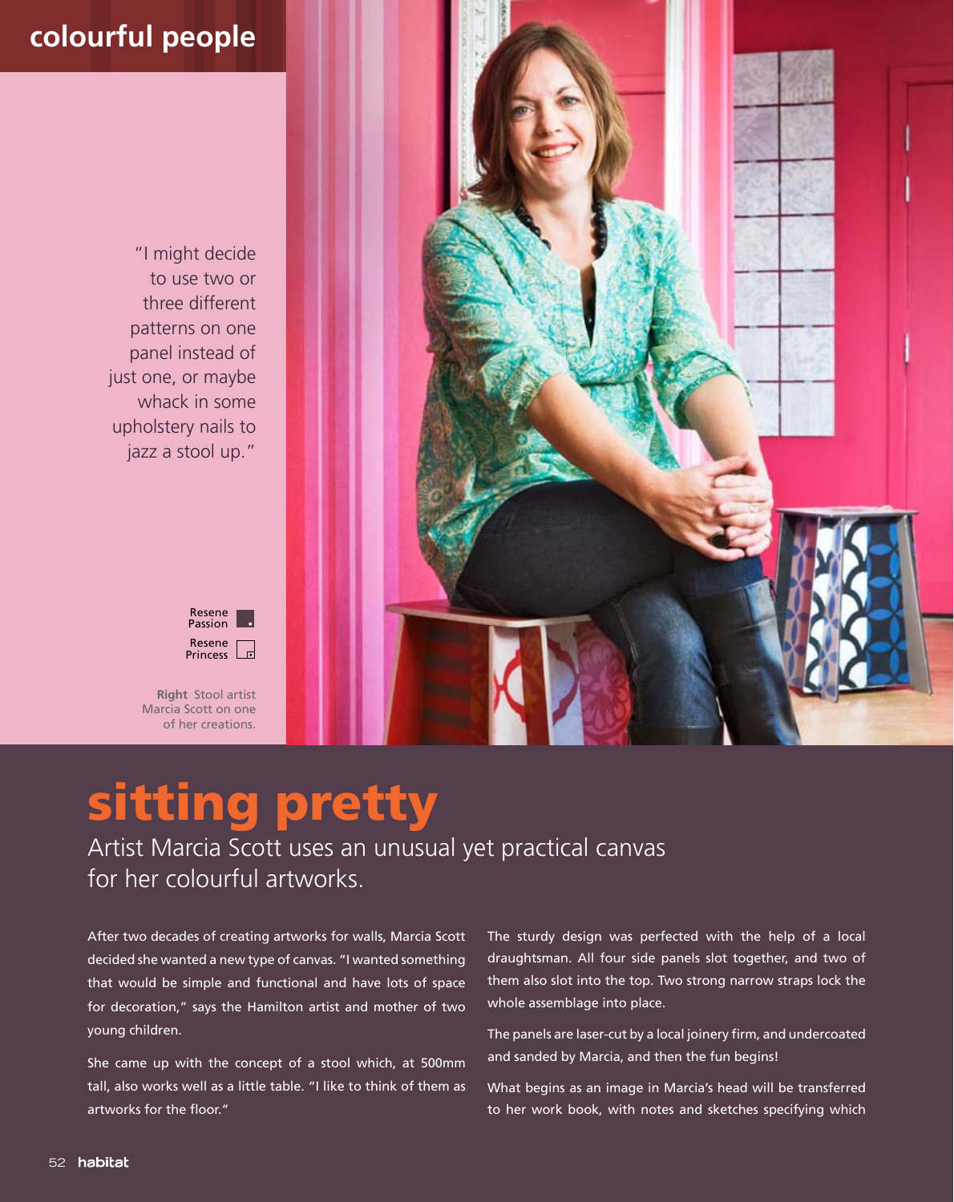colourful people

"I might decide to use two or three different patterns on one panel instead of just one, or maybe whack in some upholstery nails to jazz a stool up."

Resene Passion

Resene Princess

**Right** Stool artist Marcia Scott on one of her creations.

# sitting pretty

Artist Marcia Scott uses an unusual yet practical canvas for her colourful artworks.

After two decades of creating artworks for walls, Marcia Scott decided she wanted a new type of canvas. "I wanted something that would be simple and functional and have lots of space for decoration," says the Hamilton artist and mother of two young children.

She came up with the concept of a stool which, at 500mm tall, also works well as a little table. "I like to think of them as artworks for the floor."

The sturdy design was perfected with the help of a local draughtsman. All four side panels slot together, and two of them also slot into the top. Two strong narrow straps lock the whole assemblage into place.

The panels are laser-cut by a local joinery firm, and undercoated and sanded by Marcia, and then the fun begins!

What begins as an image in Marcia's head will be transferred to her work book, with notes and sketches specifying which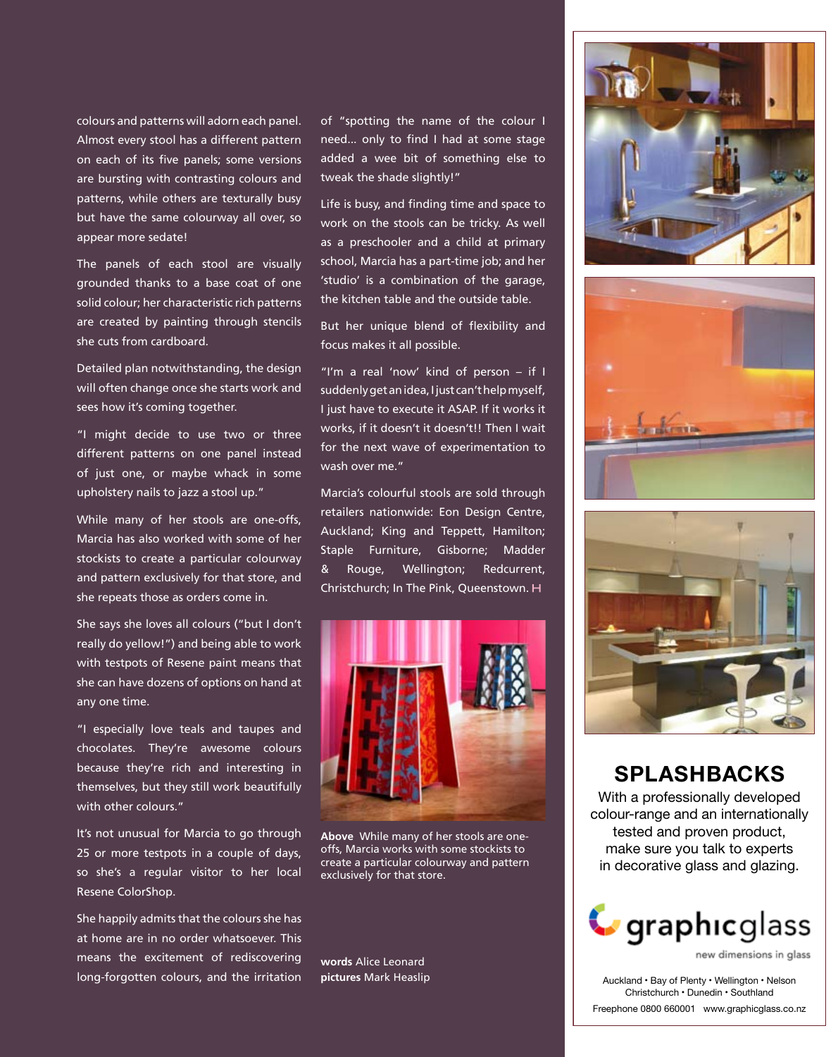colours and patterns will adorn each panel. Almost every stool has a different pattern on each of its five panels; some versions are bursting with contrasting colours and patterns, while others are texturally busy but have the same colourway all over, so appear more sedate!

The panels of each stool are visually grounded thanks to a base coat of one solid colour; her characteristic rich patterns are created by painting through stencils she cuts from cardboard.

Detailed plan notwithstanding, the design will often change once she starts work and sees how it's coming together.

"I might decide to use two or three different patterns on one panel instead of just one, or maybe whack in some upholstery nails to jazz a stool up."

While many of her stools are one-offs, Marcia has also worked with some of her stockists to create a particular colourway and pattern exclusively for that store, and she repeats those as orders come in.

She says she loves all colours ("but I don't really do yellow!") and being able to work with testpots of Resene paint means that she can have dozens of options on hand at any one time.

"I especially love teals and taupes and chocolates. They're awesome colours because they're rich and interesting in themselves, but they still work beautifully with other colours."

It's not unusual for Marcia to go through 25 or more testpots in a couple of days, so she's a regular visitor to her local Resene ColorShop.

She happily admits that the colours she has at home are in no order whatsoever. This means the excitement of rediscovering long-forgotten colours, and the irritation of "spotting the name of the colour I need... only to find I had at some stage added a wee bit of something else to tweak the shade slightly!"

Life is busy, and finding time and space to work on the stools can be tricky. As well as a preschooler and a child at primary school, Marcia has a part-time job; and her 'studio' is a combination of the garage, the kitchen table and the outside table.

But her unique blend of flexibility and focus makes it all possible.

"I'm a real 'now' kind of person – if I suddenly get an idea, I just can't help myself, I just have to execute it ASAP. If it works it works, if it doesn't it doesn't!! Then I wait for the next wave of experimentation to wash over me."

Marcia's colourful stools are sold through retailers nationwide: Eon Design Centre, Auckland; King and Teppett, Hamilton; Staple Furniture, Gisborne; Madder & Rouge, Wellington; Redcurrent, Christchurch; In The Pink, Queenstown. H

**Above** While many of her stools are one-offs, Marcia works with some stockists to create a particular colourway and pattern exclusively for that store.

**words** Alice Leonard
**pictures** Mark Heaslip

## SPLASHBACKS

With a professionally developed colour-range and an internationally tested and proven product, make sure you talk to experts in decorative glass and glazing.

graphicglass
new dimensions in glass

Auckland • Bay of Plenty • Wellington • Nelson
Christchurch • Dunedin • Southland

Freephone 0800 660001 www.graphicglass.co.nz